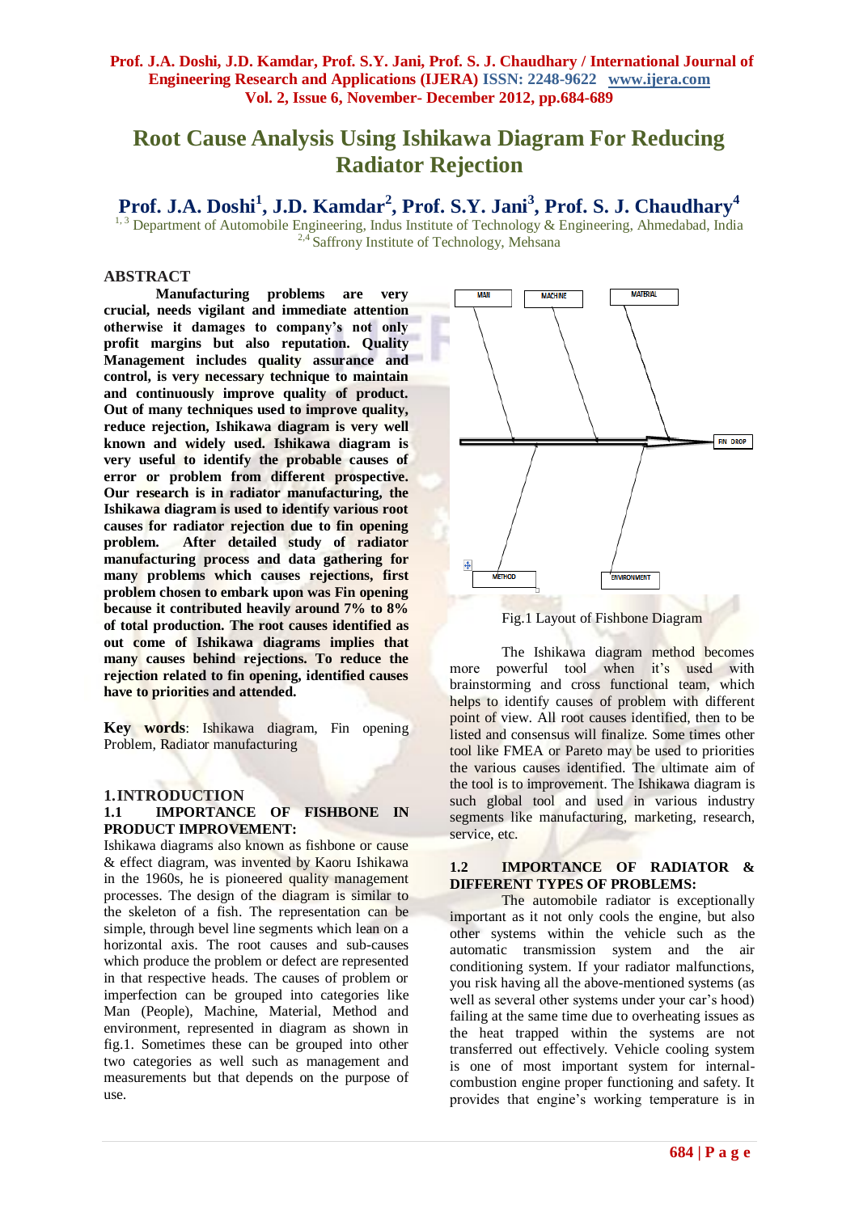# Root Cause Analysis Using Ishikawa Diagram For Reducing Radiator Rejection

**Prof. J.A. Doshi[1], J.D. Kamdar[2], Prof. S.Y. Jani[3], Prof. S. J. Chaudhary[4]**

[1, 3] Department of Automobile Engineering, Indus Institute of Technology & Engineering, Ahmedabad, India
[2,4] Saffrony Institute of Technology, Mehsana

## ABSTRACT

**Manufacturing problems are very crucial, needs vigilant and immediate attention otherwise it damages to company's not only profit margins but also reputation. Quality Management includes quality assurance and control, is very necessary technique to maintain and continuously improve quality of product. Out of many techniques used to improve quality, reduce rejection, Ishikawa diagram is very well known and widely used. Ishikawa diagram is very useful to identify the probable causes of error or problem from different prospective. Our research is in radiator manufacturing, the Ishikawa diagram is used to identify various root causes for radiator rejection due to fin opening problem. After detailed study of radiator manufacturing process and data gathering for many problems which causes rejections, first problem chosen to embark upon was Fin opening because it contributed heavily around 7% to 8% of total production. The root causes identified as out come of Ishikawa diagrams implies that many causes behind rejections. To reduce the rejection related to fin opening, identified causes have to priorities and attended.**

**Key words**: Ishikawa diagram, Fin opening Problem, Radiator manufacturing

## 1. INTRODUCTION

### 1.1 IMPORTANCE OF FISHBONE IN PRODUCT IMPROVEMENT:

Ishikawa diagrams also known as fishbone or cause & effect diagram, was invented by Kaoru Ishikawa in the 1960s, he is pioneered quality management processes. The design of the diagram is similar to the skeleton of a fish. The representation can be simple, through bevel line segments which lean on a horizontal axis. The root causes and sub-causes which produce the problem or defect are represented in that respective heads. The causes of problem or imperfection can be grouped into categories like Man (People), Machine, Material, Method and environment, represented in diagram as shown in fig.1. Sometimes these can be grouped into other two categories as well such as management and measurements but that depends on the purpose of use.

MAN | MACHINE | MATERIAL | METHOD | ENVIRONMENT | FIN DROP

Fig.1 Layout of Fishbone Diagram

The Ishikawa diagram method becomes more powerful tool when it's used with brainstorming and cross functional team, which helps to identify causes of problem with different point of view. All root causes identified, then to be listed and consensus will finalize. Some times other tool like FMEA or Pareto may be used to priorities the various causes identified. The ultimate aim of the tool is to improvement. The Ishikawa diagram is such global tool and used in various industry segments like manufacturing, marketing, research, service, etc.

### 1.2 IMPORTANCE OF RADIATOR & DIFFERENT TYPES OF PROBLEMS:

The automobile radiator is exceptionally important as it not only cools the engine, but also other systems within the vehicle such as the automatic transmission system and the air conditioning system. If your radiator malfunctions, you risk having all the above-mentioned systems (as well as several other systems under your car's hood) failing at the same time due to overheating issues as the heat trapped within the systems are not transferred effectively. Vehicle cooling system is one of most important system for internal-combustion engine proper functioning and safety. It provides that engine's working temperature is in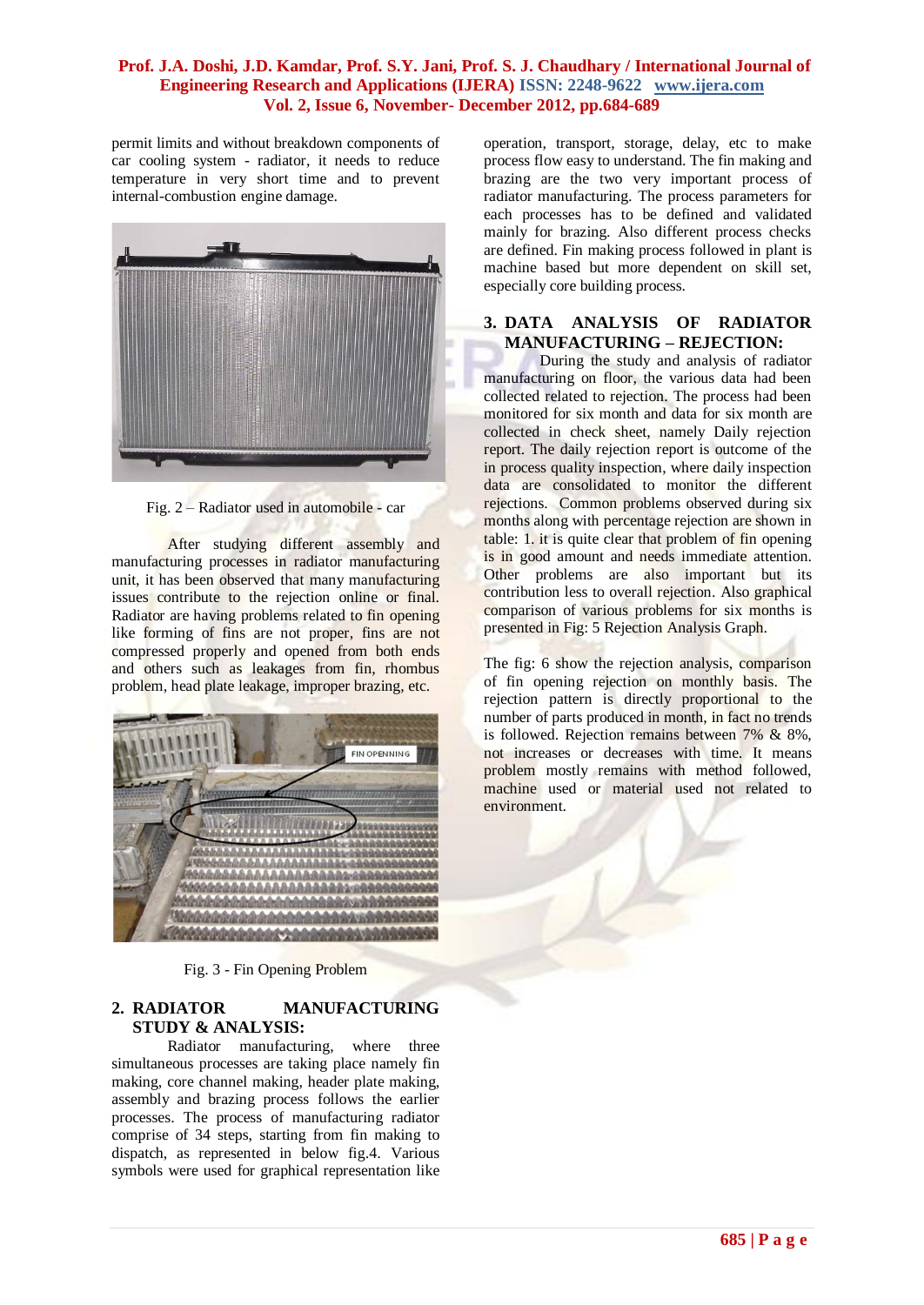permit limits and without breakdown components of car cooling system - radiator, it needs to reduce temperature in very short time and to prevent internal-combustion engine damage.

Fig. 2 – Radiator used in automobile - car

After studying different assembly and manufacturing processes in radiator manufacturing unit, it has been observed that many manufacturing issues contribute to the rejection online or final. Radiator are having problems related to fin opening like forming of fins are not proper, fins are not compressed properly and opened from both ends and others such as leakages from fin, rhombus problem, head plate leakage, improper brazing, etc.

Fig. 3 - Fin Opening Problem

## 2. RADIATOR MANUFACTURING STUDY & ANALYSIS:

Radiator manufacturing, where three simultaneous processes are taking place namely fin making, core channel making, header plate making, assembly and brazing process follows the earlier processes. The process of manufacturing radiator comprise of 34 steps, starting from fin making to dispatch, as represented in below fig.4. Various symbols were used for graphical representation like operation, transport, storage, delay, etc to make process flow easy to understand. The fin making and brazing are the two very important process of radiator manufacturing. The process parameters for each processes has to be defined and validated mainly for brazing. Also different process checks are defined. Fin making process followed in plant is machine based but more dependent on skill set, especially core building process.

## 3. DATA ANALYSIS OF RADIATOR MANUFACTURING – REJECTION:

During the study and analysis of radiator manufacturing on floor, the various data had been collected related to rejection. The process had been monitored for six month and data for six month are collected in check sheet, namely Daily rejection report. The daily rejection report is outcome of the in process quality inspection, where daily inspection data are consolidated to monitor the different rejections. Common problems observed during six months along with percentage rejection are shown in table: 1. it is quite clear that problem of fin opening is in good amount and needs immediate attention. Other problems are also important but its contribution less to overall rejection. Also graphical comparison of various problems for six months is presented in Fig: 5 Rejection Analysis Graph.

The fig: 6 show the rejection analysis, comparison of fin opening rejection on monthly basis. The rejection pattern is directly proportional to the number of parts produced in month, in fact no trends is followed. Rejection remains between 7% & 8%, not increases or decreases with time. It means problem mostly remains with method followed, machine used or material used not related to environment.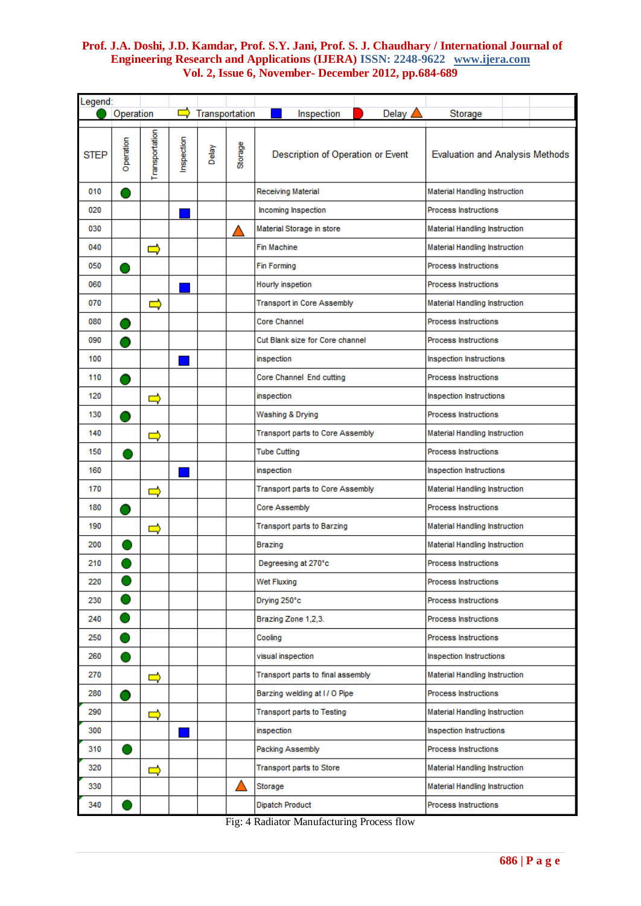| Legend: | | | | | | |
|---|---|---|---|---|---|---|
| ● Operation | ⇨ Transportation | ■ Inspection | Delay | ▲ Storage | | |

| STEP | Operation | Transportation | Inspection | Delay | Storage | Description of Operation or Event | Evaluation and Analysis Methods |
|---|---|---|---|---|---|---|---|
| 010 | ● | | | | | Receiving Material | Material Handling Instruction |
| 020 | | | ■ | | | Incoming Inspection | Process Instructions |
| 030 | | | | | ▲ | Material Storage in store | Material Handling Instruction |
| 040 | | ⇨ | | | | Fin Machine | Material Handling Instruction |
| 050 | ● | | | | | Fin Forming | Process Instructions |
| 060 | | | ■ | | | Hourly inspetion | Process Instructions |
| 070 | | ⇨ | | | | Transport in Core Assembly | Material Handling Instruction |
| 080 | ● | | | | | Core Channel | Process Instructions |
| 090 | ● | | | | | Cut Blank size for Core channel | Process Instructions |
| 100 | | | ■ | | | inspection | Inspection Instructions |
| 110 | ● | | | | | Core Channel End cutting | Process Instructions |
| 120 | | ⇨ | | | | inspection | Inspection Instructions |
| 130 | ● | | | | | Washing & Drying | Process Instructions |
| 140 | | ⇨ | | | | Transport parts to Core Assembly | Material Handling Instruction |
| 150 | ● | | | | | Tube Cutting | Process Instructions |
| 160 | | | ■ | | | inspection | Inspection Instructions |
| 170 | | ⇨ | | | | Transport parts to Core Assembly | Material Handling Instruction |
| 180 | ● | | | | | Core Assembly | Process Instructions |
| 190 | | ⇨ | | | | Transport parts to Barzing | Material Handling Instruction |
| 200 | ● | | | | | Brazing | Material Handling Instruction |
| 210 | ● | | | | | Degreesing at 270°c | Process Instructions |
| 220 | ● | | | | | Wet Fluxing | Process Instructions |
| 230 | ● | | | | | Drying 250°c | Process Instructions |
| 240 | ● | | | | | Brazing Zone 1,2,3. | Process Instructions |
| 250 | ● | | | | | Cooling | Process Instructions |
| 260 | ● | | | | | visual inspection | Inspection Instructions |
| 270 | | ⇨ | | | | Transport parts to final assembly | Material Handling Instruction |
| 280 | ● | | | | | Barzing welding at I / O Pipe | Process Instructions |
| 290 | | ⇨ | | | | Transport parts to Testing | Material Handling Instruction |
| 300 | | | ■ | | | inspection | Inspection Instructions |
| 310 | ● | | | | | Packing Assembly | Process Instructions |
| 320 | | ⇨ | | | | Transport parts to Store | Material Handling Instruction |
| 330 | | | | | ▲ | Storage | Material Handling Instruction |
| 340 | ● | | | | | Dipatch Product | Process Instructions |

Fig: 4 Radiator Manufacturing Process flow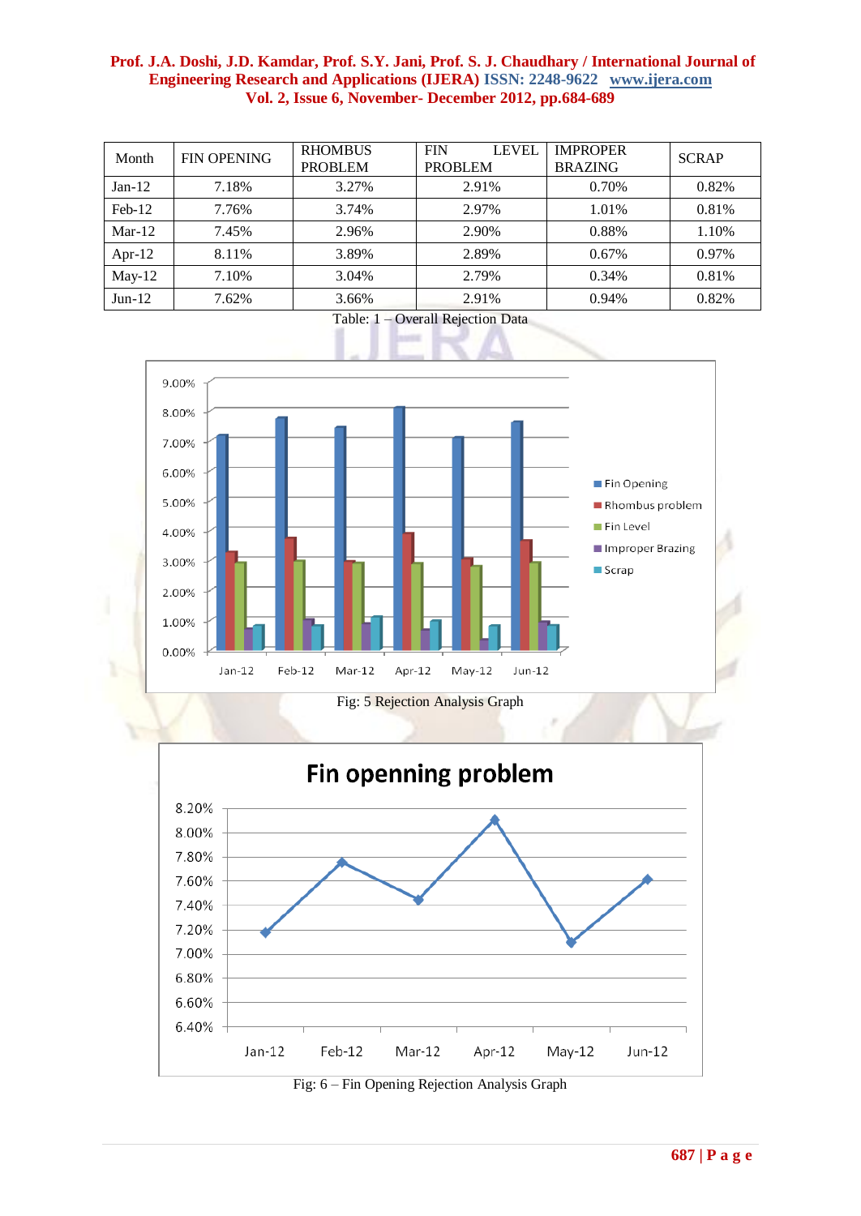| Month | FIN OPENING | RHOMBUS PROBLEM | FIN LEVEL PROBLEM | IMPROPER BRAZING | SCRAP |
|---|---|---|---|---|---|
| Jan-12 | 7.18% | 3.27% | 2.91% | 0.70% | 0.82% |
| Feb-12 | 7.76% | 3.74% | 2.97% | 1.01% | 0.81% |
| Mar-12 | 7.45% | 2.96% | 2.90% | 0.88% | 1.10% |
| Apr-12 | 8.11% | 3.89% | 2.89% | 0.67% | 0.97% |
| May-12 | 7.10% | 3.04% | 2.79% | 0.34% | 0.81% |
| Jun-12 | 7.62% | 3.66% | 2.91% | 0.94% | 0.82% |

Table: 1 – Overall Rejection Data

Fig: 5 Rejection Analysis Graph

Fig: 6 – Fin Opening Rejection Analysis Graph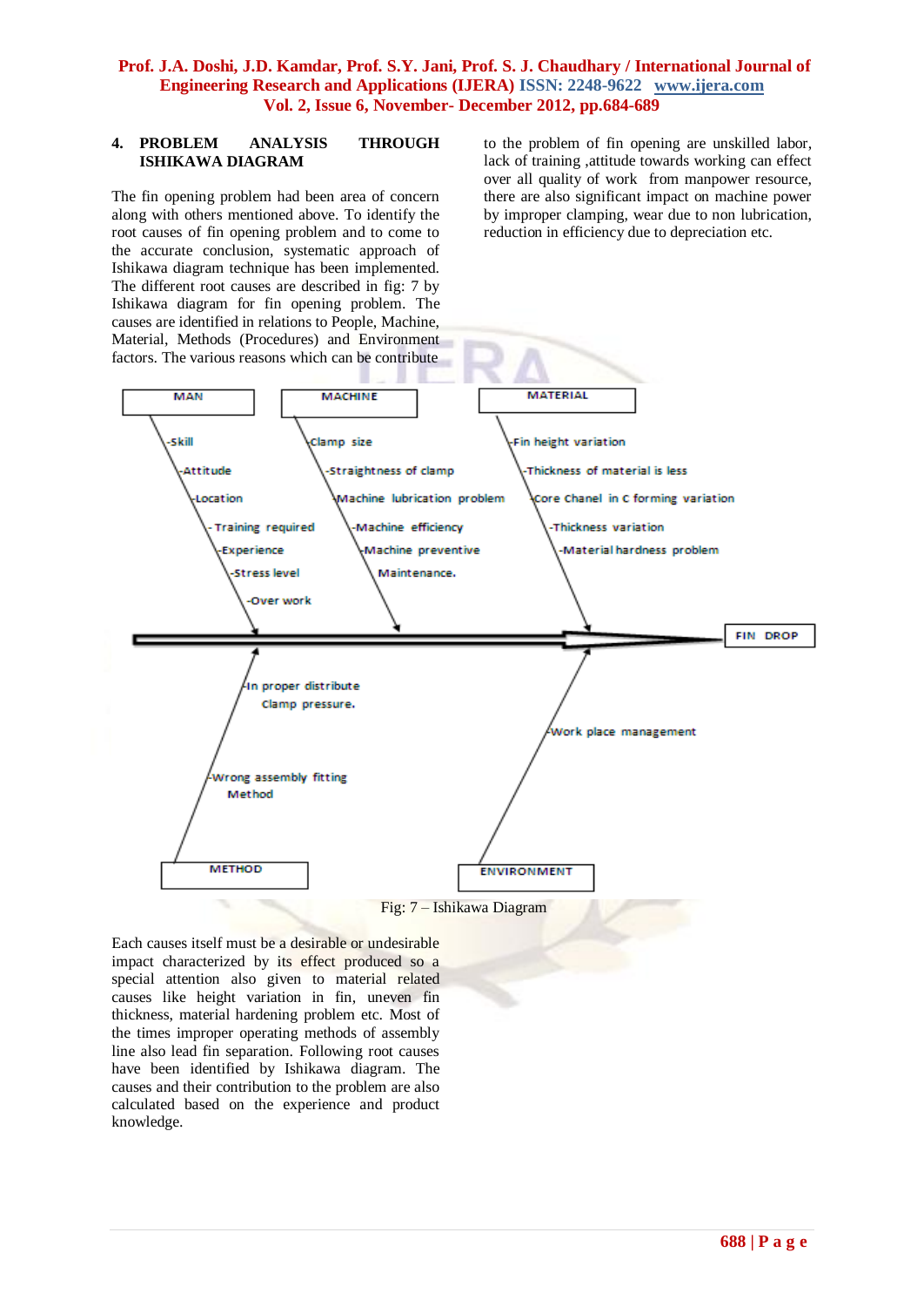## 4. PROBLEM ANALYSIS THROUGH ISHIKAWA DIAGRAM

The fin opening problem had been area of concern along with others mentioned above. To identify the root causes of fin opening problem and to come to the accurate conclusion, systematic approach of Ishikawa diagram technique has been implemented. The different root causes are described in fig: 7 by Ishikawa diagram for fin opening problem. The causes are identified in relations to People, Machine, Material, Methods (Procedures) and Environment factors. The various reasons which can be contribute to the problem of fin opening are unskilled labor, lack of training ,attitude towards working can effect over all quality of work from manpower resource, there are also significant impact on machine power by improper clamping, wear due to non lubrication, reduction in efficiency due to depreciation etc.

MAN
- Skill
- Attitude
- Location
- Training required
- Experience
- Stress level
- Over work

MACHINE
- Clamp size
- Straightness of clamp
- Machine lubrication problem
- Machine efficiency
- Machine preventive Maintenance.

MATERIAL
- Fin height variation
- Thickness of material is less
- Core Chanel in c forming variation
- Thickness variation
- Material hardness problem

FIN DROP

METHOD
- In proper distribute Clamp pressure.
- Wrong assembly fitting Method

ENVIRONMENT
- Work place management

Fig: 7 – Ishikawa Diagram

Each causes itself must be a desirable or undesirable impact characterized by its effect produced so a special attention also given to material related causes like height variation in fin, uneven fin thickness, material hardening problem etc. Most of the times improper operating methods of assembly line also lead fin separation. Following root causes have been identified by Ishikawa diagram. The causes and their contribution to the problem are also calculated based on the experience and product knowledge.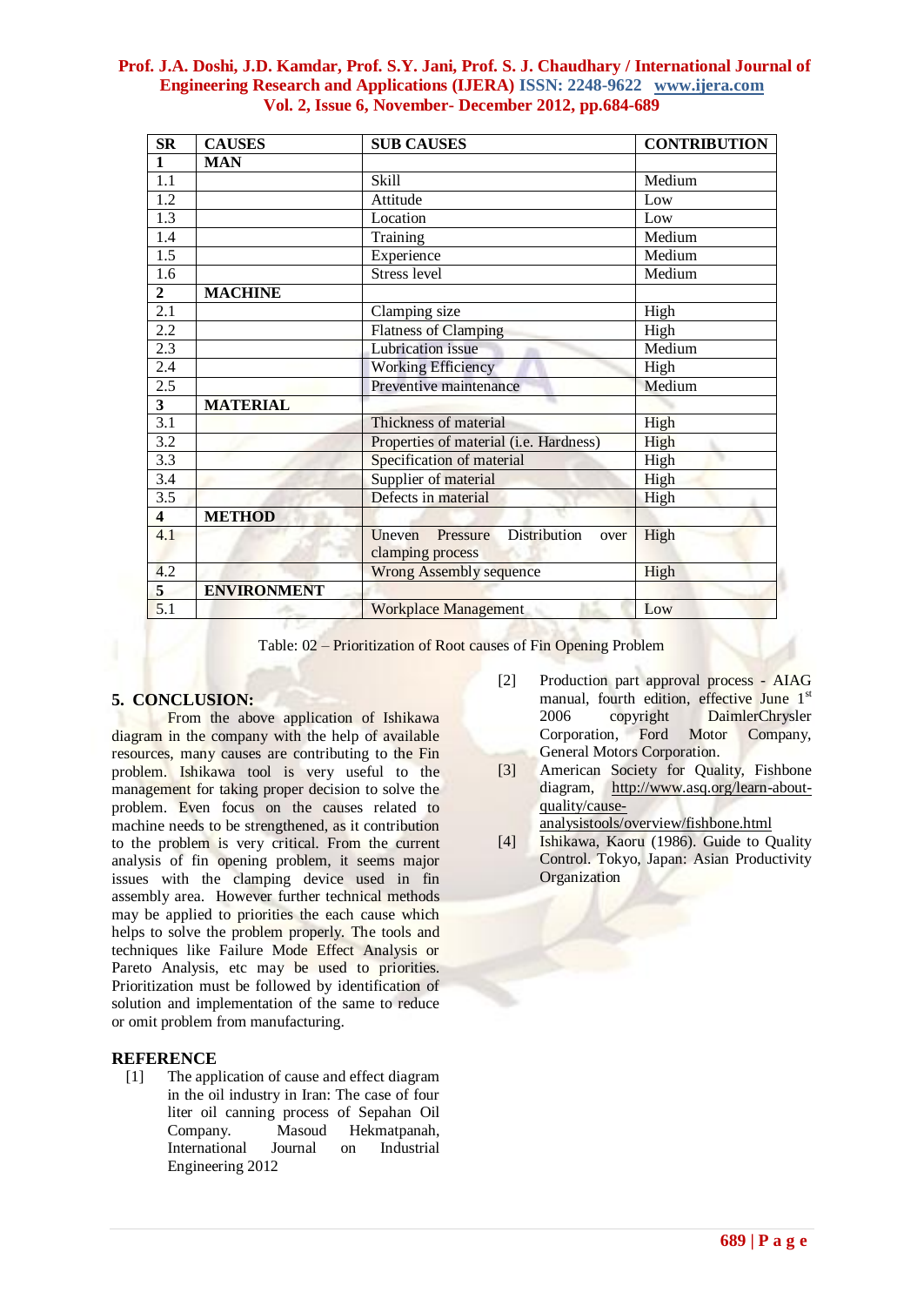| SR | CAUSES | SUB CAUSES | CONTRIBUTION |
|---|---|---|---|
| **1** | **MAN** | | |
| 1.1 | | Skill | Medium |
| 1.2 | | Attitude | Low |
| 1.3 | | Location | Low |
| 1.4 | | Training | Medium |
| 1.5 | | Experience | Medium |
| 1.6 | | Stress level | Medium |
| **2** | **MACHINE** | | |
| 2.1 | | Clamping size | High |
| 2.2 | | Flatness of Clamping | High |
| 2.3 | | Lubrication issue | Medium |
| 2.4 | | Working Efficiency | High |
| 2.5 | | Preventive maintenance | Medium |
| **3** | **MATERIAL** | | |
| 3.1 | | Thickness of material | High |
| 3.2 | | Properties of material (i.e. Hardness) | High |
| 3.3 | | Specification of material | High |
| 3.4 | | Supplier of material | High |
| 3.5 | | Defects in material | High |
| **4** | **METHOD** | | |
| 4.1 | | Uneven Pressure Distribution over clamping process | High |
| 4.2 | | Wrong Assembly sequence | High |
| **5** | **ENVIRONMENT** | | |
| 5.1 | | Workplace Management | Low |

Table: 02 – Prioritization of Root causes of Fin Opening Problem

## 5. CONCLUSION:

From the above application of Ishikawa diagram in the company with the help of available resources, many causes are contributing to the Fin problem. Ishikawa tool is very useful to the management for taking proper decision to solve the problem. Even focus on the causes related to machine needs to be strengthened, as it contribution to the problem is very critical. From the current analysis of fin opening problem, it seems major issues with the clamping device used in fin assembly area. However further technical methods may be applied to priorities the each cause which helps to solve the problem properly. The tools and techniques like Failure Mode Effect Analysis or Pareto Analysis, etc may be used to priorities. Prioritization must be followed by identification of solution and implementation of the same to reduce or omit problem from manufacturing.

## REFERENCE

[1] The application of cause and effect diagram in the oil industry in Iran: The case of four liter oil canning process of Sepahan Oil Company. Masoud Hekmatpanah, International Journal on Industrial Engineering 2012

[2] Production part approval process - AIAG manual, fourth edition, effective June 1st 2006 copyright DaimlerChrysler Corporation, Ford Motor Company, General Motors Corporation.

[3] American Society for Quality, Fishbone diagram, http://www.asq.org/learn-about-quality/cause-analysistools/overview/fishbone.html

[4] Ishikawa, Kaoru (1986). Guide to Quality Control. Tokyo, Japan: Asian Productivity Organization